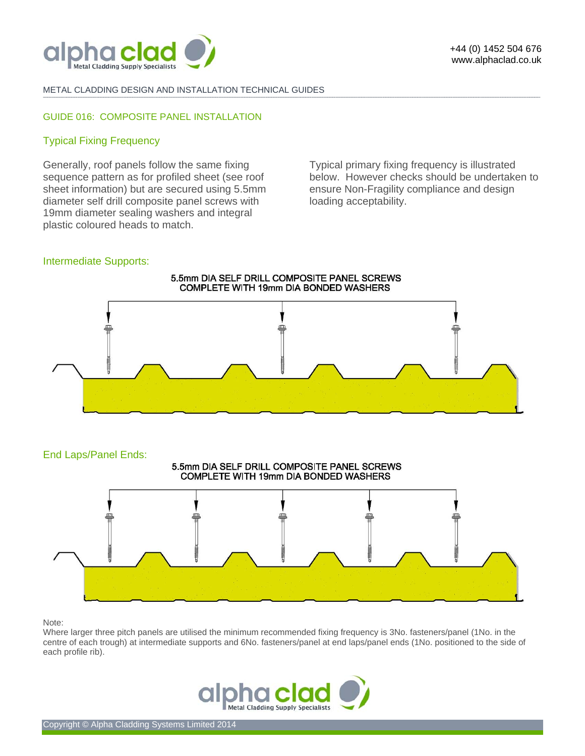METAL CLADDING DESIGN AND INSTALLATION TECHNICAL GUIDES

## GUIDE 016: COMPOSITE PANEL INSTALLATION

### Typical Fixing Frequency

Generally, roof panels follow the same fixing sequence pattern as for profiled sheet (see roof sheet information) but are secured using 5.5mm diameter self drill composite panel screws with 19mm diameter sealing washers and integral plastic coloured heads to match.

Typical primary fixing frequency is illustrated below. However checks should be undertaken to ensure Non-Fragility compliance and design loading acceptability.

### Intermediate Supports:

5.5mm DIA SELF DRILL COMPOSITE PANEL SCREWS
COMPLETE WITH 19mm DIA BONDED WASHERS

### End Laps/Panel Ends:

5.5mm DIA SELF DRILL COMPOSITE PANEL SCREWS
COMPLETE WITH 19mm DIA BONDED WASHERS

Note:
Where larger three pitch panels are utilised the minimum recommended fixing frequency is 3No. fasteners/panel (1No. in the centre of each trough) at intermediate supports and 6No. fasteners/panel at end laps/panel ends (1No. positioned to the side of each profile rib).

Copyright © Alpha Cladding Systems Limited 2014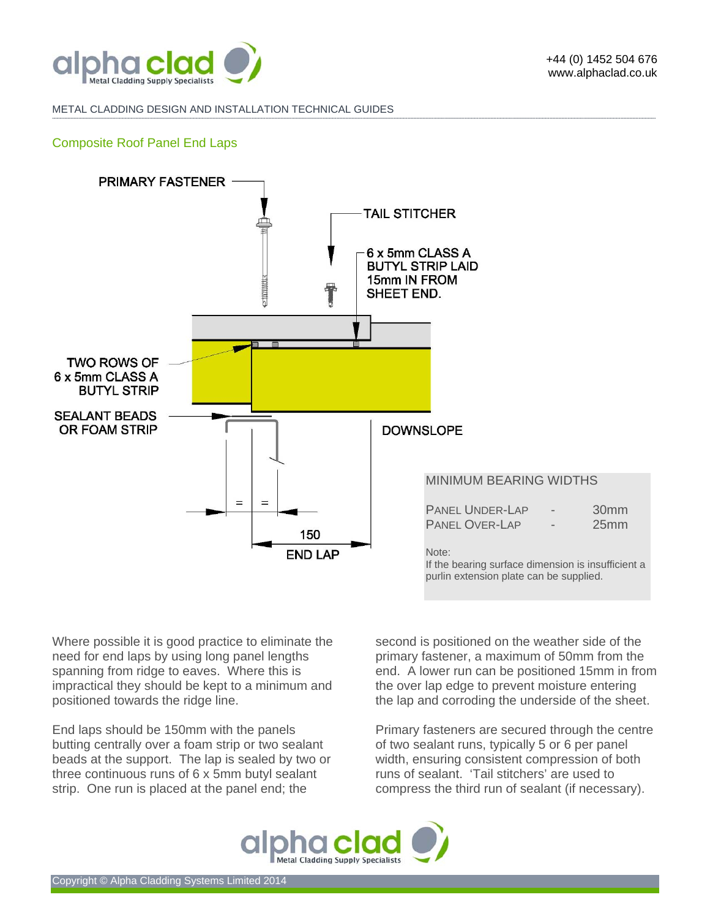METAL CLADDING DESIGN AND INSTALLATION TECHNICAL GUIDES

## Composite Roof Panel End Laps

PRIMARY FASTENER

TAIL STITCHER

6 x 5mm CLASS A BUTYL STRIP LAID 15mm IN FROM SHEET END.

TWO ROWS OF 6 x 5mm CLASS A BUTYL STRIP

SEALANT BEADS OR FOAM STRIP

DOWNSLOPE

= =

150

END LAP

MINIMUM BEARING WIDTHS

| | | |
|---|---|---|
| Panel Under-Lap | - | 30mm |
| Panel Over-Lap | - | 25mm |

Note:
If the bearing surface dimension is insufficient a purlin extension plate can be supplied.

Where possible it is good practice to eliminate the need for end laps by using long panel lengths spanning from ridge to eaves. Where this is impractical they should be kept to a minimum and positioned towards the ridge line.

End laps should be 150mm with the panels butting centrally over a foam strip or two sealant beads at the support. The lap is sealed by two or three continuous runs of 6 x 5mm butyl sealant strip. One run is placed at the panel end; the second is positioned on the weather side of the primary fastener, a maximum of 50mm from the end. A lower run can be positioned 15mm in from the over lap edge to prevent moisture entering the lap and corroding the underside of the sheet.

Primary fasteners are secured through the centre of two sealant runs, typically 5 or 6 per panel width, ensuring consistent compression of both runs of sealant. 'Tail stitchers' are used to compress the third run of sealant (if necessary).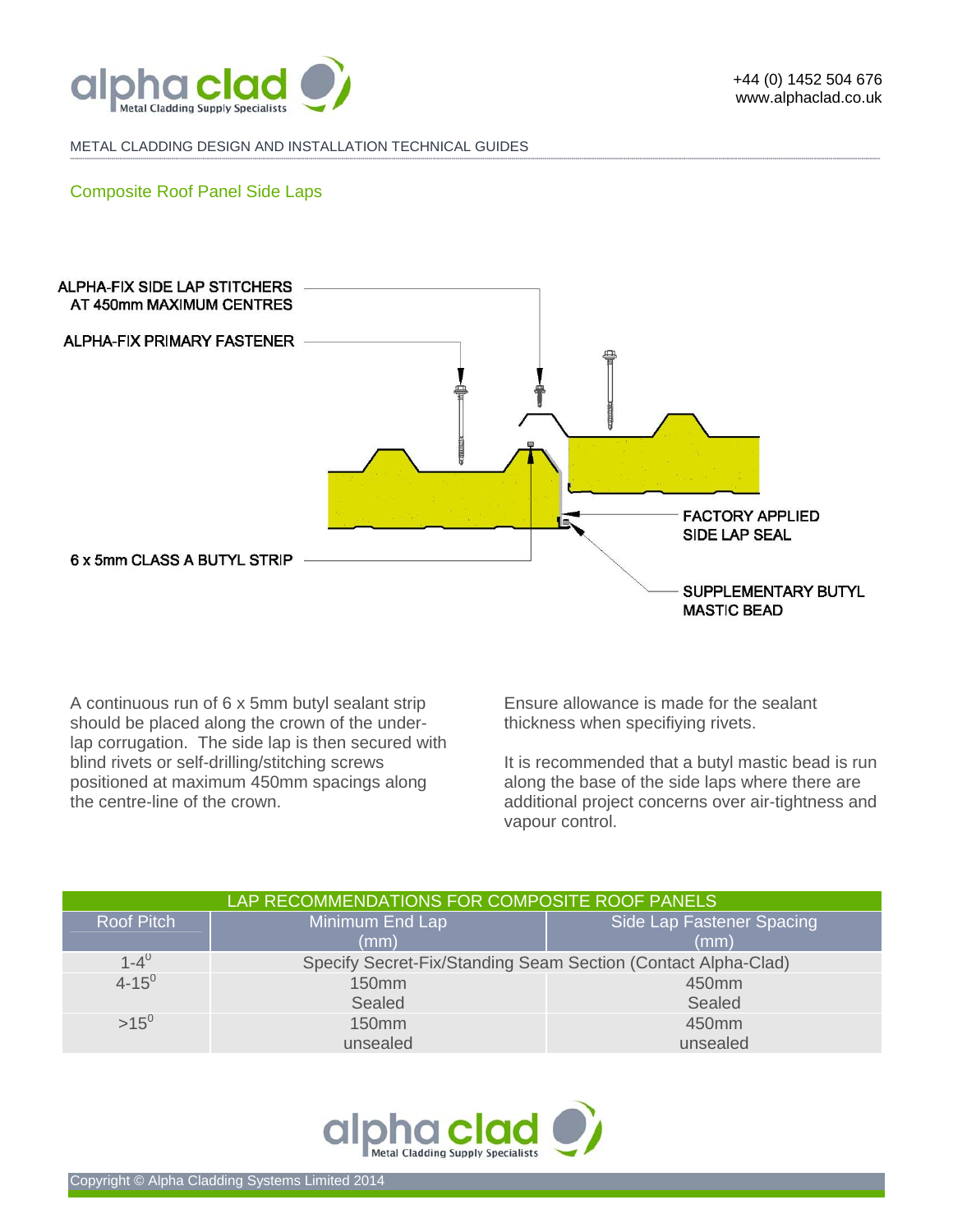METAL CLADDING DESIGN AND INSTALLATION TECHNICAL GUIDES

## Composite Roof Panel Side Laps

ALPHA-FIX SIDE LAP STITCHERS AT 450mm MAXIMUM CENTRES

ALPHA-FIX PRIMARY FASTENER

FACTORY APPLIED SIDE LAP SEAL

6 x 5mm CLASS A BUTYL STRIP

SUPPLEMENTARY BUTYL MASTIC BEAD

A continuous run of 6 x 5mm butyl sealant strip should be placed along the crown of the under-lap corrugation. The side lap is then secured with blind rivets or self-drilling/stitching screws positioned at maximum 450mm spacings along the centre-line of the crown.

Ensure allowance is made for the sealant thickness when specifiying rivets.

It is recommended that a butyl mastic bead is run along the base of the side laps where there are additional project concerns over air-tightness and vapour control.

| LAP RECOMMENDATIONS FOR COMPOSITE ROOF PANELS | | |
|---|---|---|
| Roof Pitch | Minimum End Lap (mm) | Side Lap Fastener Spacing (mm) |
| 1-4$^0$ | Specify Secret-Fix/Standing Seam Section (Contact Alpha-Clad) | |
| 4-15$^0$ | 150mm Sealed | 450mm Sealed |
| >15$^0$ | 150mm unsealed | 450mm unsealed |